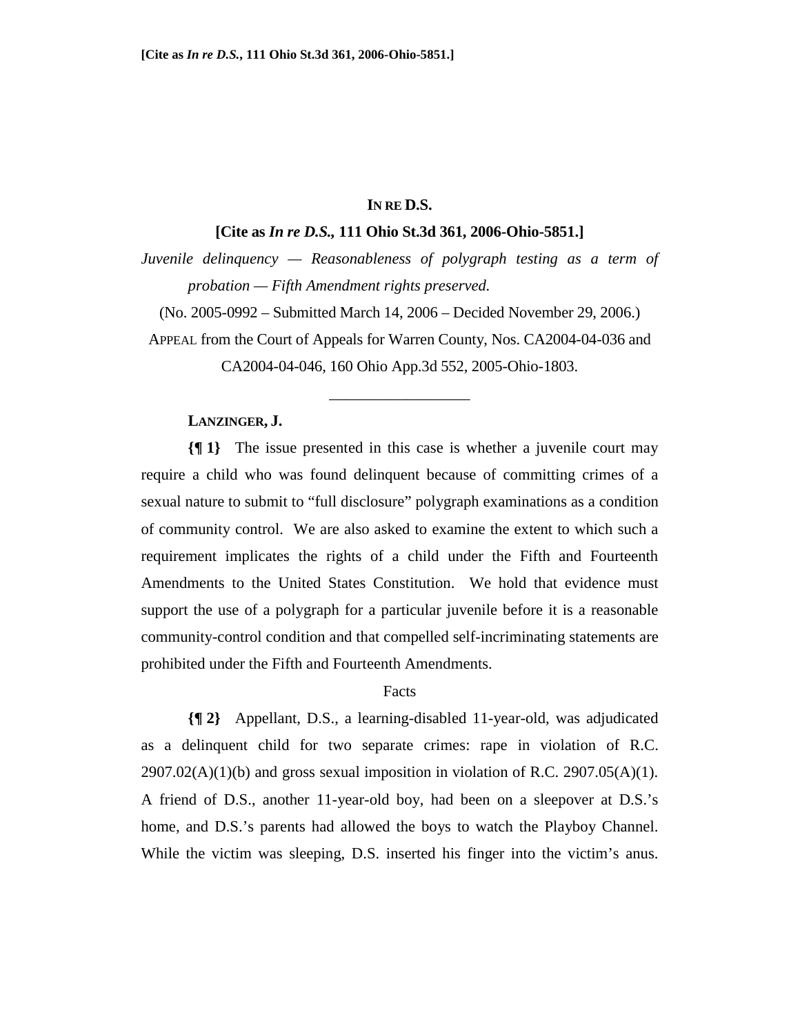# IN RE D.S.

**[Cite as *In re D.S.*, 111 Ohio St.3d 361, 2006-Ohio-5851.]**

*Juvenile delinquency — Reasonableness of polygraph testing as a term of probation — Fifth Amendment rights preserved.*

(No. 2005-0992 – Submitted March 14, 2006 – Decided November 29, 2006.)

APPEAL from the Court of Appeals for Warren County, Nos. CA2004-04-036 and CA2004-04-046, 160 Ohio App.3d 552, 2005-Ohio-1803.

---

**LANZINGER, J.**

**{¶ 1}** The issue presented in this case is whether a juvenile court may require a child who was found delinquent because of committing crimes of a sexual nature to submit to "full disclosure" polygraph examinations as a condition of community control. We are also asked to examine the extent to which such a requirement implicates the rights of a child under the Fifth and Fourteenth Amendments to the United States Constitution. We hold that evidence must support the use of a polygraph for a particular juvenile before it is a reasonable community-control condition and that compelled self-incriminating statements are prohibited under the Fifth and Fourteenth Amendments.

## Facts

**{¶ 2}** Appellant, D.S., a learning-disabled 11-year-old, was adjudicated as a delinquent child for two separate crimes: rape in violation of R.C. 2907.02(A)(1)(b) and gross sexual imposition in violation of R.C. 2907.05(A)(1). A friend of D.S., another 11-year-old boy, had been on a sleepover at D.S.'s home, and D.S.'s parents had allowed the boys to watch the Playboy Channel. While the victim was sleeping, D.S. inserted his finger into the victim's anus.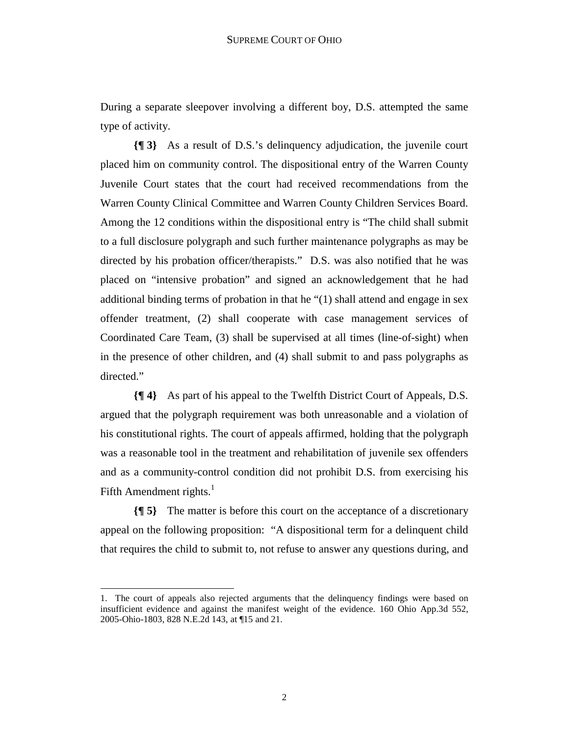During a separate sleepover involving a different boy, D.S. attempted the same type of activity.

**{¶ 3}** As a result of D.S.'s delinquency adjudication, the juvenile court placed him on community control. The dispositional entry of the Warren County Juvenile Court states that the court had received recommendations from the Warren County Clinical Committee and Warren County Children Services Board. Among the 12 conditions within the dispositional entry is "The child shall submit to a full disclosure polygraph and such further maintenance polygraphs as may be directed by his probation officer/therapists." D.S. was also notified that he was placed on "intensive probation" and signed an acknowledgement that he had additional binding terms of probation in that he "(1) shall attend and engage in sex offender treatment, (2) shall cooperate with case management services of Coordinated Care Team, (3) shall be supervised at all times (line-of-sight) when in the presence of other children, and (4) shall submit to and pass polygraphs as directed."

**{¶ 4}** As part of his appeal to the Twelfth District Court of Appeals, D.S. argued that the polygraph requirement was both unreasonable and a violation of his constitutional rights. The court of appeals affirmed, holding that the polygraph was a reasonable tool in the treatment and rehabilitation of juvenile sex offenders and as a community-control condition did not prohibit D.S. from exercising his Fifth Amendment rights.[1]

**{¶ 5}** The matter is before this court on the acceptance of a discretionary appeal on the following proposition: "A dispositional term for a delinquent child that requires the child to submit to, not refuse to answer any questions during, and

---

1. The court of appeals also rejected arguments that the delinquency findings were based on insufficient evidence and against the manifest weight of the evidence. 160 Ohio App.3d 552, 2005-Ohio-1803, 828 N.E.2d 143, at ¶15 and 21.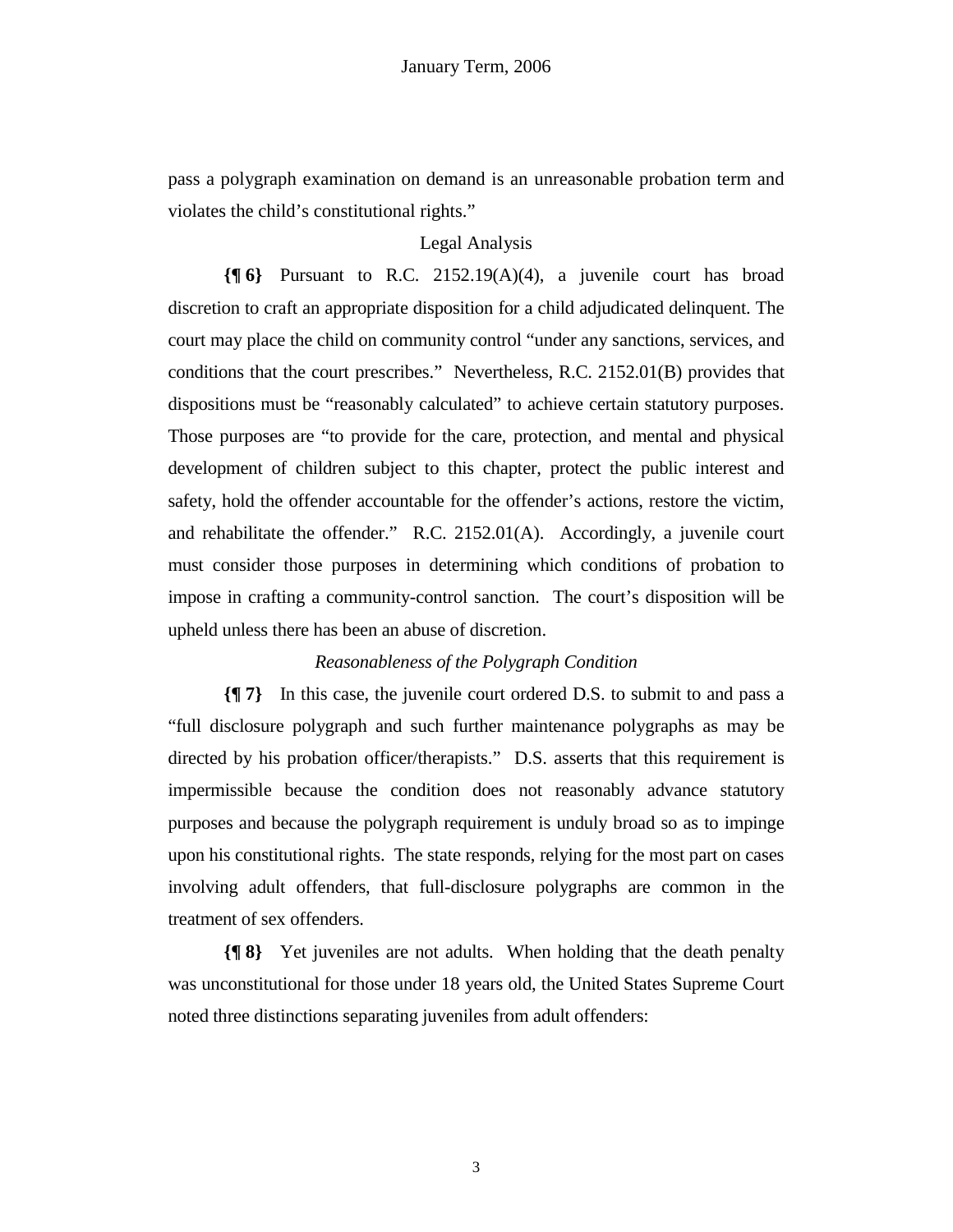pass a polygraph examination on demand is an unreasonable probation term and violates the child's constitutional rights."

## Legal Analysis

**{¶ 6}** Pursuant to R.C. 2152.19(A)(4), a juvenile court has broad discretion to craft an appropriate disposition for a child adjudicated delinquent. The court may place the child on community control "under any sanctions, services, and conditions that the court prescribes." Nevertheless, R.C. 2152.01(B) provides that dispositions must be "reasonably calculated" to achieve certain statutory purposes. Those purposes are "to provide for the care, protection, and mental and physical development of children subject to this chapter, protect the public interest and safety, hold the offender accountable for the offender's actions, restore the victim, and rehabilitate the offender." R.C. 2152.01(A). Accordingly, a juvenile court must consider those purposes in determining which conditions of probation to impose in crafting a community-control sanction. The court's disposition will be upheld unless there has been an abuse of discretion.

### *Reasonableness of the Polygraph Condition*

**{¶ 7}** In this case, the juvenile court ordered D.S. to submit to and pass a "full disclosure polygraph and such further maintenance polygraphs as may be directed by his probation officer/therapists." D.S. asserts that this requirement is impermissible because the condition does not reasonably advance statutory purposes and because the polygraph requirement is unduly broad so as to impinge upon his constitutional rights. The state responds, relying for the most part on cases involving adult offenders, that full-disclosure polygraphs are common in the treatment of sex offenders.

**{¶ 8}** Yet juveniles are not adults. When holding that the death penalty was unconstitutional for those under 18 years old, the United States Supreme Court noted three distinctions separating juveniles from adult offenders: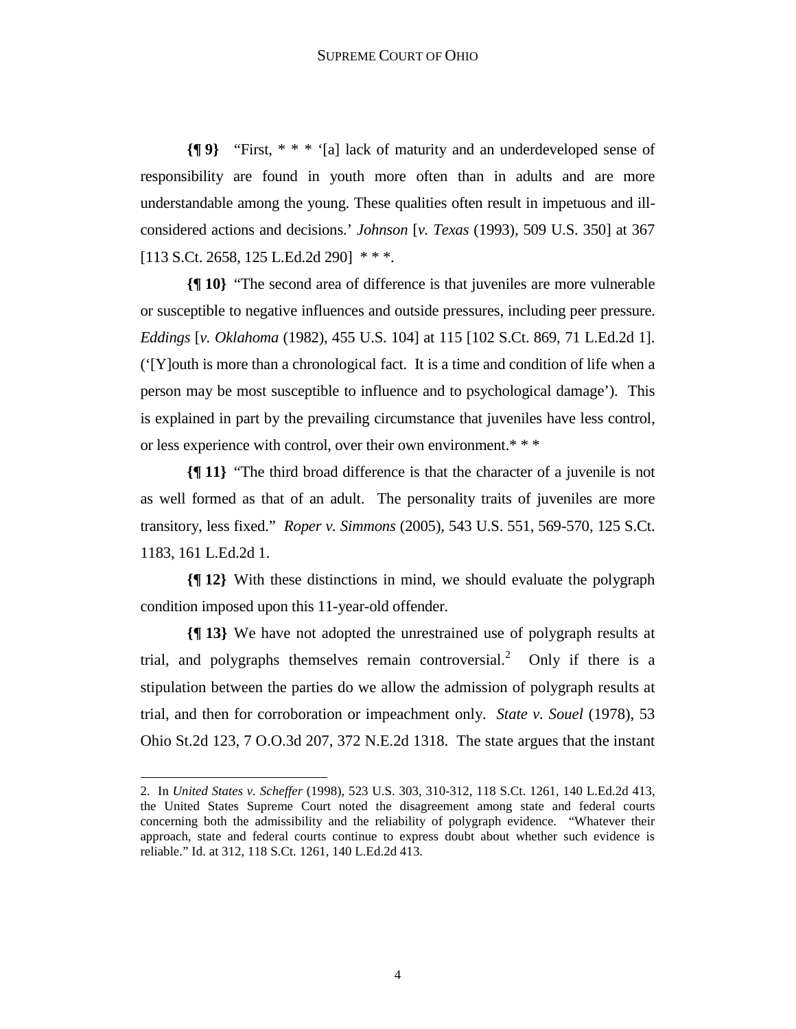**{¶ 9}** "First, * * * '[a] lack of maturity and an underdeveloped sense of responsibility are found in youth more often than in adults and are more understandable among the young. These qualities often result in impetuous and ill-considered actions and decisions.' *Johnson* [*v. Texas* (1993), 509 U.S. 350] at 367 [113 S.Ct. 2658, 125 L.Ed.2d 290] * * *.

**{¶ 10}** "The second area of difference is that juveniles are more vulnerable or susceptible to negative influences and outside pressures, including peer pressure. *Eddings* [*v. Oklahoma* (1982), 455 U.S. 104] at 115 [102 S.Ct. 869, 71 L.Ed.2d 1]. ('[Y]outh is more than a chronological fact. It is a time and condition of life when a person may be most susceptible to influence and to psychological damage'). This is explained in part by the prevailing circumstance that juveniles have less control, or less experience with control, over their own environment.* * *

**{¶ 11}** "The third broad difference is that the character of a juvenile is not as well formed as that of an adult. The personality traits of juveniles are more transitory, less fixed." *Roper v. Simmons* (2005), 543 U.S. 551, 569-570, 125 S.Ct. 1183, 161 L.Ed.2d 1.

**{¶ 12}** With these distinctions in mind, we should evaluate the polygraph condition imposed upon this 11-year-old offender.

**{¶ 13}** We have not adopted the unrestrained use of polygraph results at trial, and polygraphs themselves remain controversial.[2] Only if there is a stipulation between the parties do we allow the admission of polygraph results at trial, and then for corroboration or impeachment only. *State v. Souel* (1978), 53 Ohio St.2d 123, 7 O.O.3d 207, 372 N.E.2d 1318. The state argues that the instant

---

2. In *United States v. Scheffer* (1998), 523 U.S. 303, 310-312, 118 S.Ct. 1261, 140 L.Ed.2d 413, the United States Supreme Court noted the disagreement among state and federal courts concerning both the admissibility and the reliability of polygraph evidence. "Whatever their approach, state and federal courts continue to express doubt about whether such evidence is reliable." Id. at 312, 118 S.Ct. 1261, 140 L.Ed.2d 413.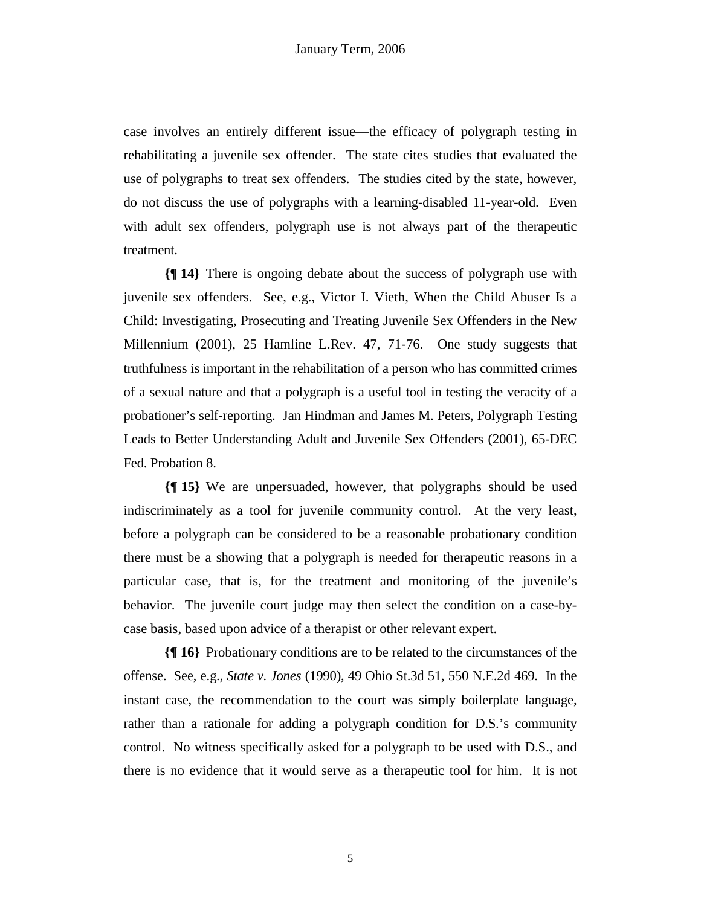case involves an entirely different issue—the efficacy of polygraph testing in rehabilitating a juvenile sex offender. The state cites studies that evaluated the use of polygraphs to treat sex offenders. The studies cited by the state, however, do not discuss the use of polygraphs with a learning-disabled 11-year-old. Even with adult sex offenders, polygraph use is not always part of the therapeutic treatment.

**{¶ 14}** There is ongoing debate about the success of polygraph use with juvenile sex offenders. See, e.g., Victor I. Vieth, When the Child Abuser Is a Child: Investigating, Prosecuting and Treating Juvenile Sex Offenders in the New Millennium (2001), 25 Hamline L.Rev. 47, 71-76. One study suggests that truthfulness is important in the rehabilitation of a person who has committed crimes of a sexual nature and that a polygraph is a useful tool in testing the veracity of a probationer's self-reporting. Jan Hindman and James M. Peters, Polygraph Testing Leads to Better Understanding Adult and Juvenile Sex Offenders (2001), 65-DEC Fed. Probation 8.

**{¶ 15}** We are unpersuaded, however, that polygraphs should be used indiscriminately as a tool for juvenile community control. At the very least, before a polygraph can be considered to be a reasonable probationary condition there must be a showing that a polygraph is needed for therapeutic reasons in a particular case, that is, for the treatment and monitoring of the juvenile's behavior. The juvenile court judge may then select the condition on a case-by-case basis, based upon advice of a therapist or other relevant expert.

**{¶ 16}** Probationary conditions are to be related to the circumstances of the offense. See, e.g., *State v. Jones* (1990), 49 Ohio St.3d 51, 550 N.E.2d 469. In the instant case, the recommendation to the court was simply boilerplate language, rather than a rationale for adding a polygraph condition for D.S.'s community control. No witness specifically asked for a polygraph to be used with D.S., and there is no evidence that it would serve as a therapeutic tool for him. It is not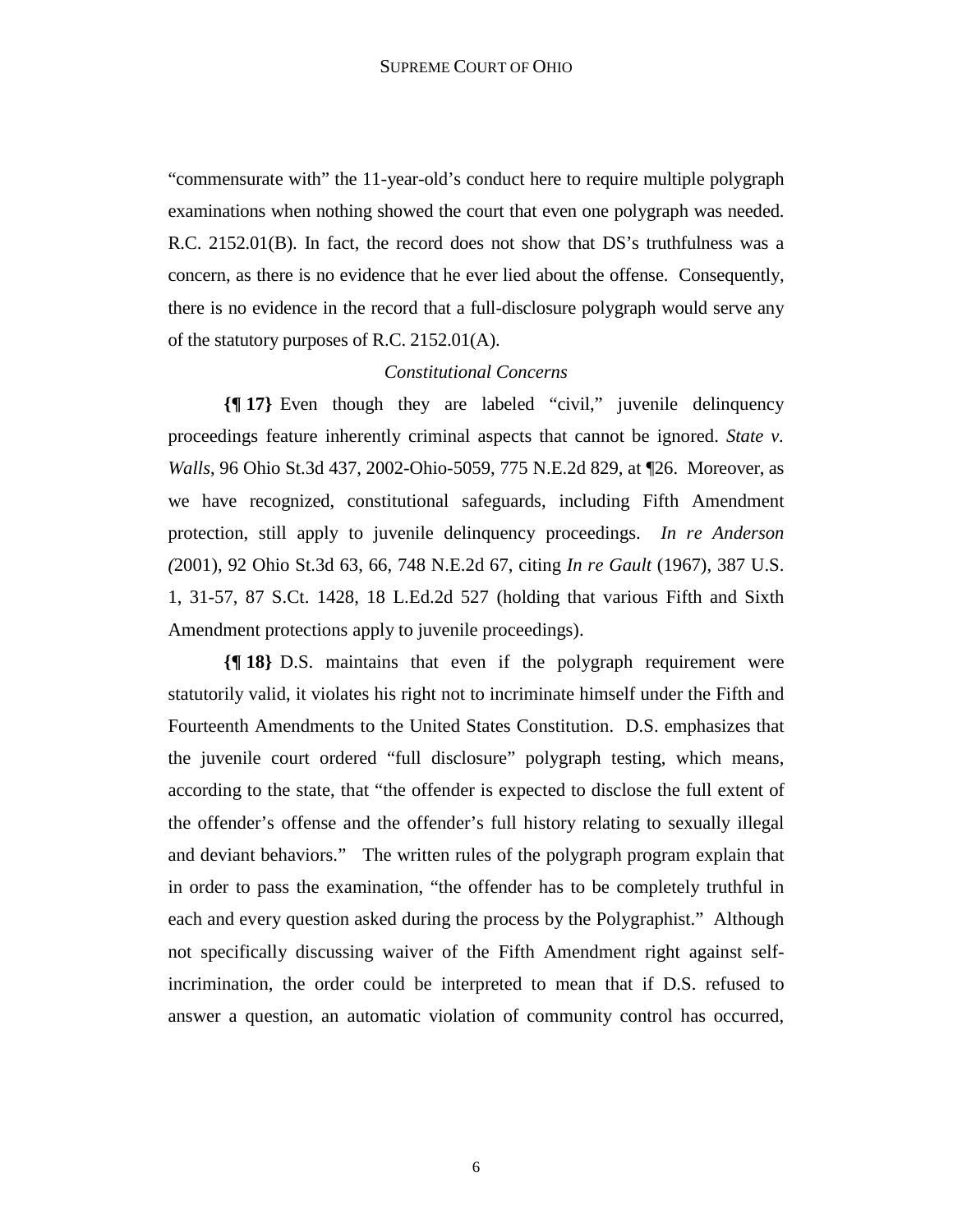"commensurate with" the 11-year-old's conduct here to require multiple polygraph examinations when nothing showed the court that even one polygraph was needed. R.C. 2152.01(B). In fact, the record does not show that DS's truthfulness was a concern, as there is no evidence that he ever lied about the offense. Consequently, there is no evidence in the record that a full-disclosure polygraph would serve any of the statutory purposes of R.C. 2152.01(A).

*Constitutional Concerns*

**{¶ 17}** Even though they are labeled "civil," juvenile delinquency proceedings feature inherently criminal aspects that cannot be ignored. *State v. Walls*, 96 Ohio St.3d 437, 2002-Ohio-5059, 775 N.E.2d 829, at ¶26. Moreover, as we have recognized, constitutional safeguards, including Fifth Amendment protection, still apply to juvenile delinquency proceedings. *In re Anderson (*2001), 92 Ohio St.3d 63, 66, 748 N.E.2d 67, citing *In re Gault* (1967), 387 U.S. 1, 31-57, 87 S.Ct. 1428, 18 L.Ed.2d 527 (holding that various Fifth and Sixth Amendment protections apply to juvenile proceedings).

**{¶ 18}** D.S. maintains that even if the polygraph requirement were statutorily valid, it violates his right not to incriminate himself under the Fifth and Fourteenth Amendments to the United States Constitution. D.S. emphasizes that the juvenile court ordered "full disclosure" polygraph testing, which means, according to the state, that "the offender is expected to disclose the full extent of the offender's offense and the offender's full history relating to sexually illegal and deviant behaviors." The written rules of the polygraph program explain that in order to pass the examination, "the offender has to be completely truthful in each and every question asked during the process by the Polygraphist." Although not specifically discussing waiver of the Fifth Amendment right against self-incrimination, the order could be interpreted to mean that if D.S. refused to answer a question, an automatic violation of community control has occurred,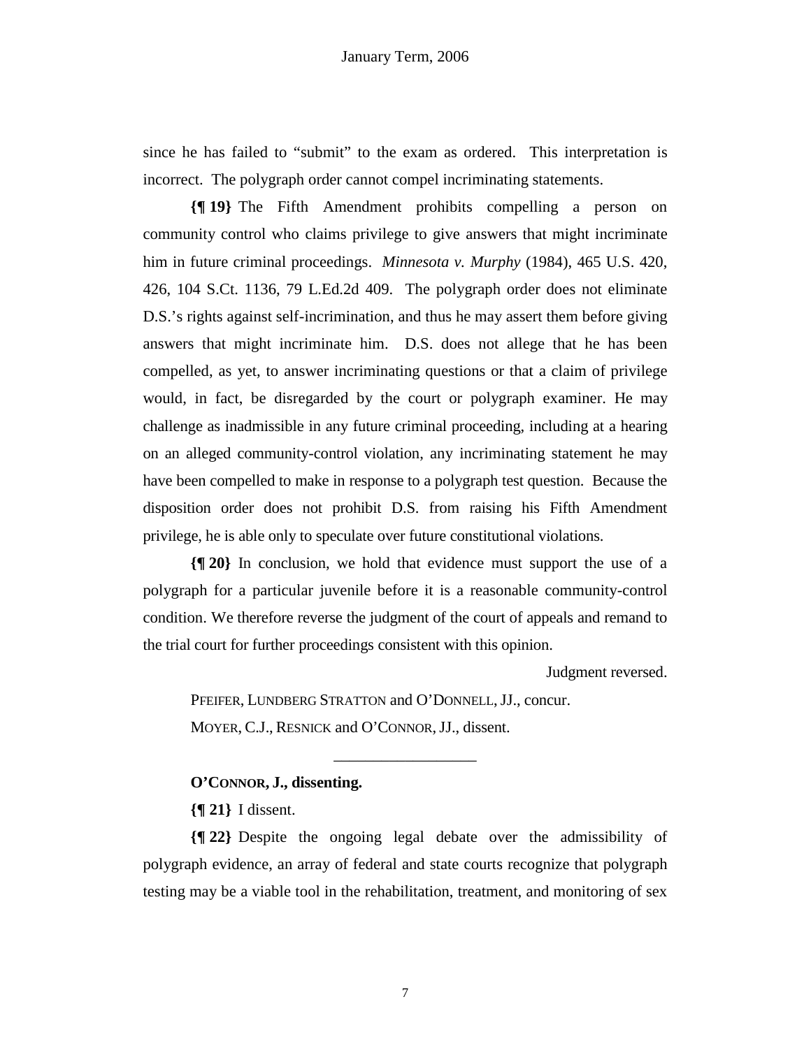since he has failed to "submit" to the exam as ordered. This interpretation is incorrect. The polygraph order cannot compel incriminating statements.

**{¶ 19}** The Fifth Amendment prohibits compelling a person on community control who claims privilege to give answers that might incriminate him in future criminal proceedings. *Minnesota v. Murphy* (1984), 465 U.S. 420, 426, 104 S.Ct. 1136, 79 L.Ed.2d 409. The polygraph order does not eliminate D.S.'s rights against self-incrimination, and thus he may assert them before giving answers that might incriminate him. D.S. does not allege that he has been compelled, as yet, to answer incriminating questions or that a claim of privilege would, in fact, be disregarded by the court or polygraph examiner. He may challenge as inadmissible in any future criminal proceeding, including at a hearing on an alleged community-control violation, any incriminating statement he may have been compelled to make in response to a polygraph test question. Because the disposition order does not prohibit D.S. from raising his Fifth Amendment privilege, he is able only to speculate over future constitutional violations.

**{¶ 20}** In conclusion, we hold that evidence must support the use of a polygraph for a particular juvenile before it is a reasonable community-control condition. We therefore reverse the judgment of the court of appeals and remand to the trial court for further proceedings consistent with this opinion.

Judgment reversed.

PFEIFER, LUNDBERG STRATTON and O'DONNELL, JJ., concur.

MOYER, C.J., RESNICK and O'CONNOR, JJ., dissent.

---

**O'CONNOR, J., dissenting.**

**{¶ 21}** I dissent.

**{¶ 22}** Despite the ongoing legal debate over the admissibility of polygraph evidence, an array of federal and state courts recognize that polygraph testing may be a viable tool in the rehabilitation, treatment, and monitoring of sex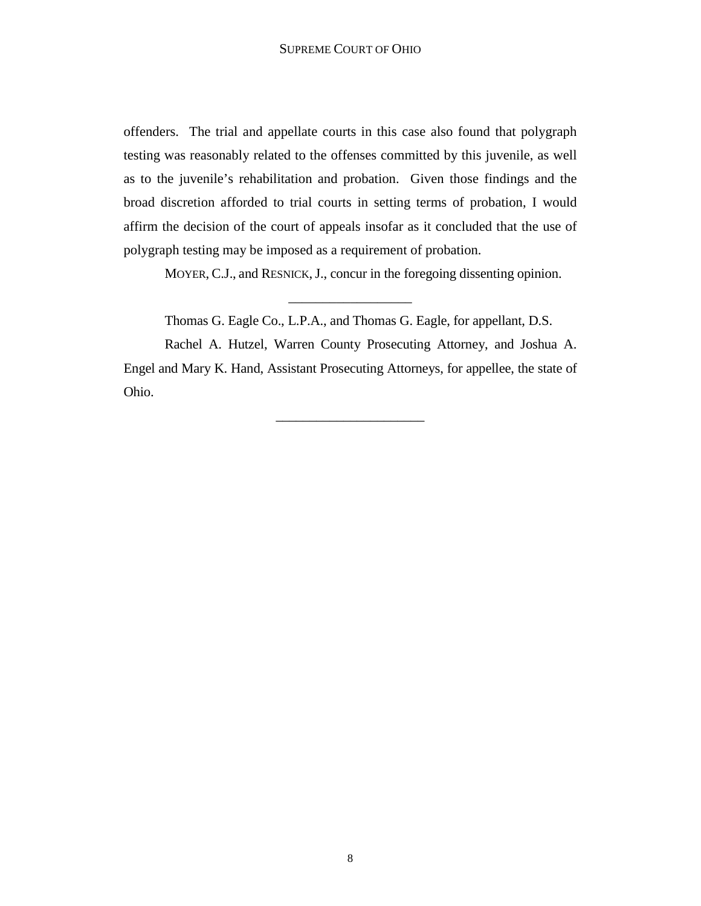offenders. The trial and appellate courts in this case also found that polygraph testing was reasonably related to the offenses committed by this juvenile, as well as to the juvenile's rehabilitation and probation. Given those findings and the broad discretion afforded to trial courts in setting terms of probation, I would affirm the decision of the court of appeals insofar as it concluded that the use of polygraph testing may be imposed as a requirement of probation.

MOYER, C.J., and RESNICK, J., concur in the foregoing dissenting opinion.

__________________

Thomas G. Eagle Co., L.P.A., and Thomas G. Eagle, for appellant, D.S.

Rachel A. Hutzel, Warren County Prosecuting Attorney, and Joshua A. Engel and Mary K. Hand, Assistant Prosecuting Attorneys, for appellee, the state of Ohio.

______________________